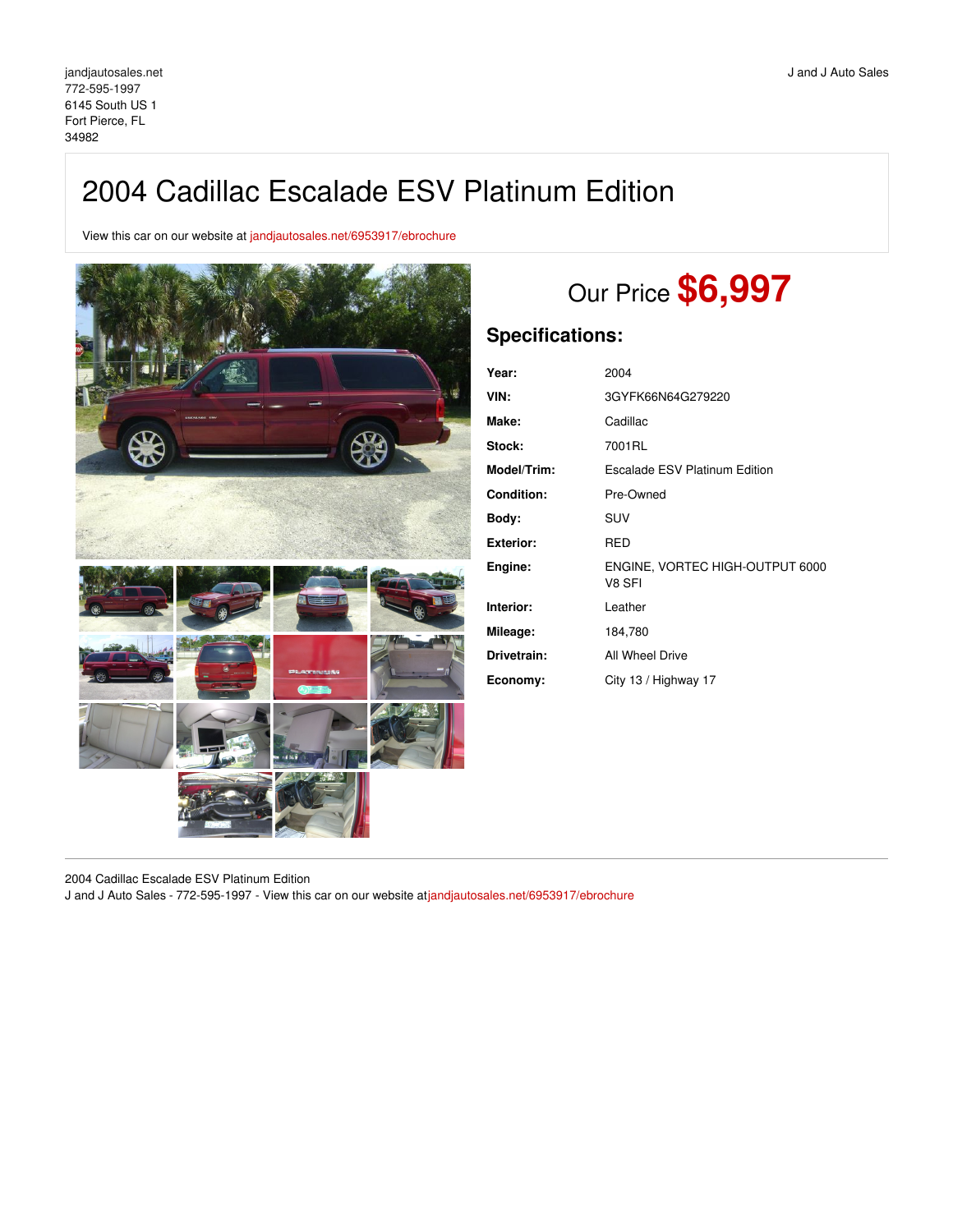jandjautosales.net
772-595-1997
6145 South US 1
Fort Pierce, FL
34982

J and J Auto Sales

# 2004 Cadillac Escalade ESV Platinum Edition

View this car on our website at jandjautosales.net/6953917/ebrochure

Our Price **$6,997**

## Specifications:

| | |
|---|---|
| **Year:** | 2004 |
| **VIN:** | 3GYFK66N64G279220 |
| **Make:** | Cadillac |
| **Stock:** | 7001RL |
| **Model/Trim:** | Escalade ESV Platinum Edition |
| **Condition:** | Pre-Owned |
| **Body:** | SUV |
| **Exterior:** | RED |
| **Engine:** | ENGINE, VORTEC HIGH-OUTPUT 6000 V8 SFI |
| **Interior:** | Leather |
| **Mileage:** | 184,780 |
| **Drivetrain:** | All Wheel Drive |
| **Economy:** | City 13 / Highway 17 |

2004 Cadillac Escalade ESV Platinum Edition
J and J Auto Sales - 772-595-1997 - View this car on our website atjandjautosales.net/6953917/ebrochure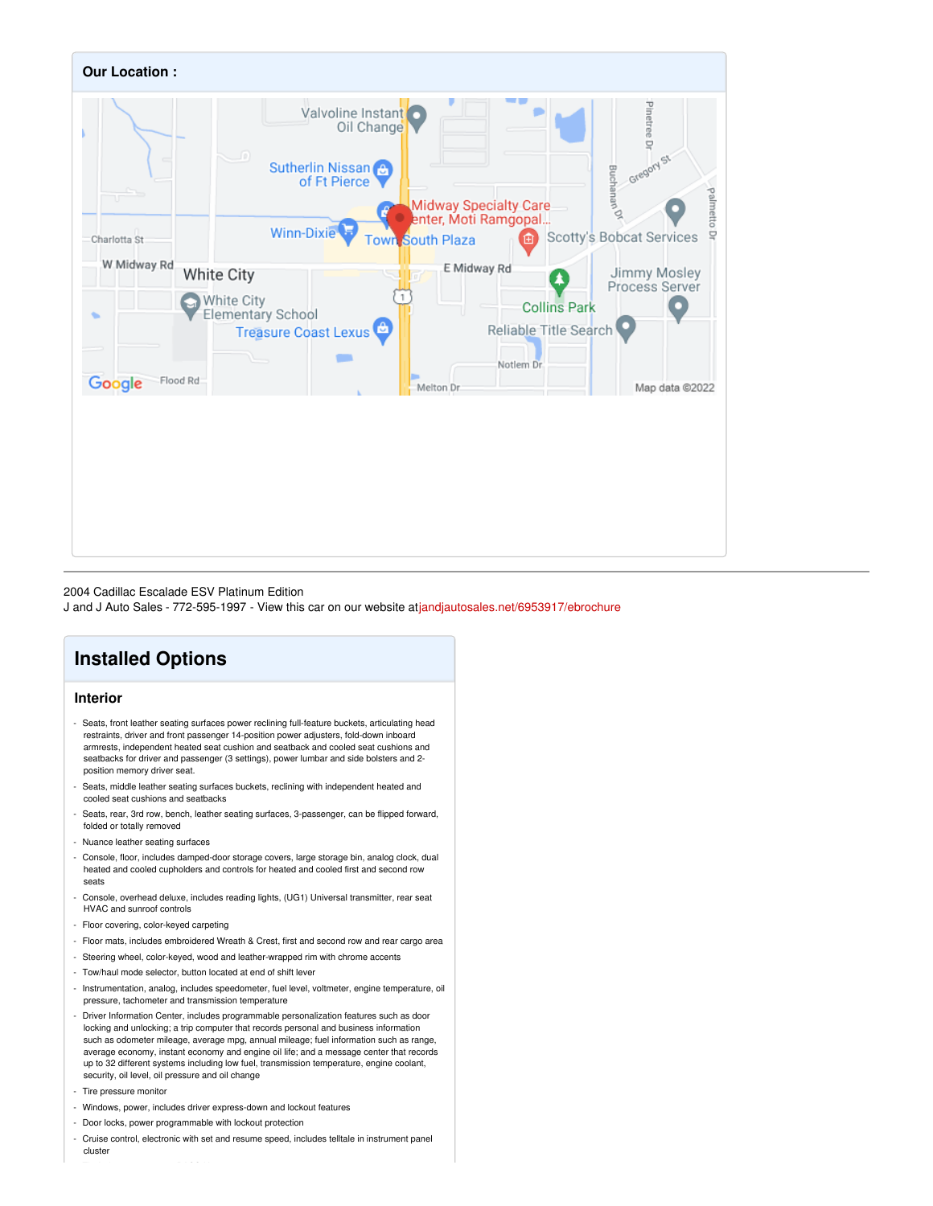## Our Location :

2004 Cadillac Escalade ESV Platinum Edition
J and J Auto Sales - 772-595-1997 - View this car on our website atjandjautosales.net/6953917/ebrochure

## Installed Options

### Interior

- Seats, front leather seating surfaces power reclining full-feature buckets, articulating head restraints, driver and front passenger 14-position power adjusters, fold-down inboard armrests, independent heated seat cushion and seatback and cooled seat cushions and seatbacks for driver and passenger (3 settings), power lumbar and side bolsters and 2-position memory driver seat.
- Seats, middle leather seating surfaces buckets, reclining with independent heated and cooled seat cushions and seatbacks
- Seats, rear, 3rd row, bench, leather seating surfaces, 3-passenger, can be flipped forward, folded or totally removed
- Nuance leather seating surfaces
- Console, floor, includes damped-door storage covers, large storage bin, analog clock, dual heated and cooled cupholders and controls for heated and cooled first and second row seats
- Console, overhead deluxe, includes reading lights, (UG1) Universal transmitter, rear seat HVAC and sunroof controls
- Floor covering, color-keyed carpeting
- Floor mats, includes embroidered Wreath & Crest, first and second row and rear cargo area
- Steering wheel, color-keyed, wood and leather-wrapped rim with chrome accents
- Tow/haul mode selector, button located at end of shift lever
- Instrumentation, analog, includes speedometer, fuel level, voltmeter, engine temperature, oil pressure, tachometer and transmission temperature
- Driver Information Center, includes programmable personalization features such as door locking and unlocking; a trip computer that records personal and business information such as odometer mileage, average mpg, annual mileage; fuel information such as range, average economy, instant economy and engine oil life; and a message center that records up to 32 different systems including low fuel, transmission temperature, engine coolant, security, oil level, oil pressure and oil change
- Tire pressure monitor
- Windows, power, includes driver express-down and lockout features
- Door locks, power programmable with lockout protection
- Cruise control, electronic with set and resume speed, includes telltale in instrument panel cluster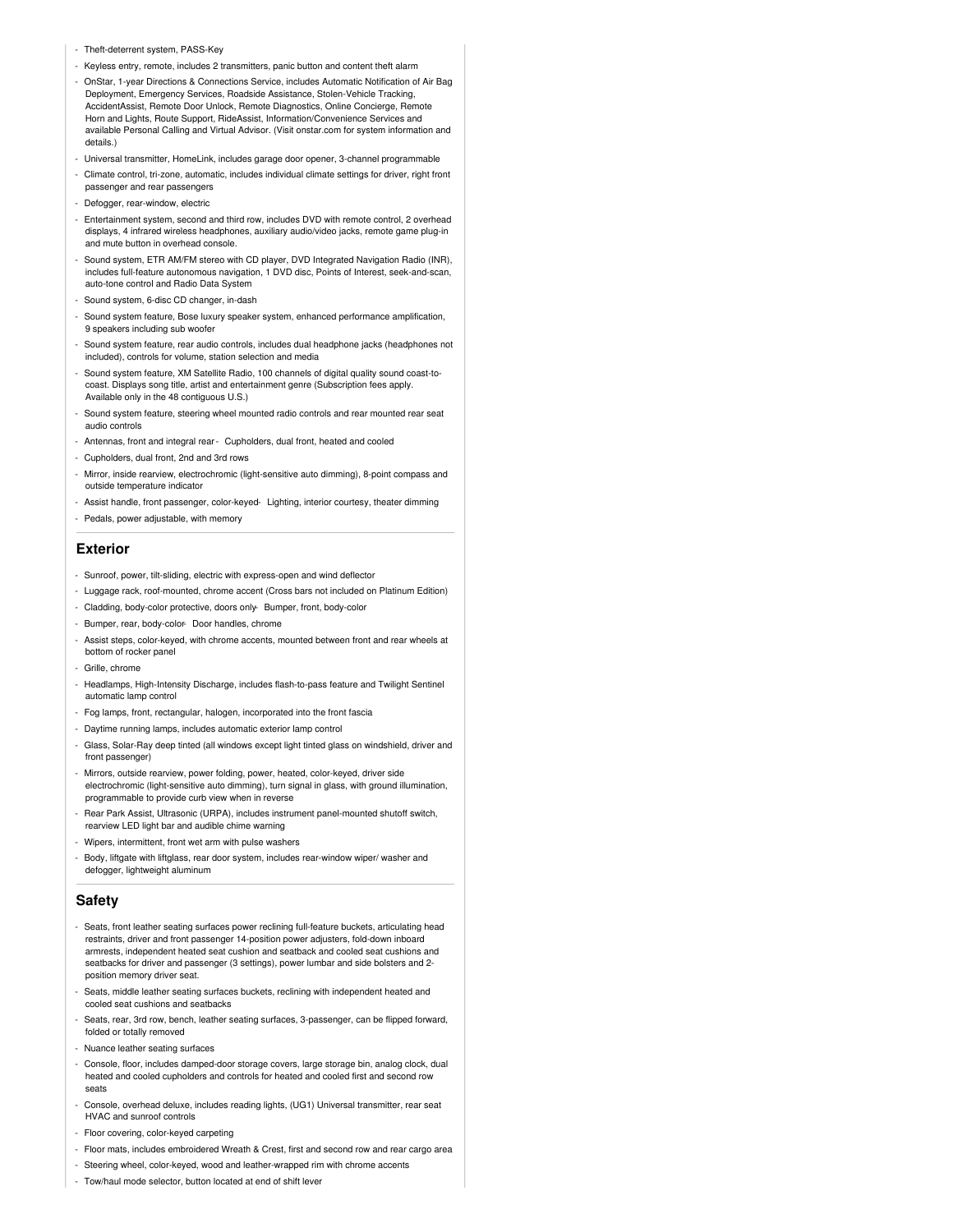- Theft-deterrent system, PASS-Key
- Keyless entry, remote, includes 2 transmitters, panic button and content theft alarm
- OnStar, 1-year Directions & Connections Service, includes Automatic Notification of Air Bag Deployment, Emergency Services, Roadside Assistance, Stolen-Vehicle Tracking, AccidentAssist, Remote Door Unlock, Remote Diagnostics, Online Concierge, Remote Horn and Lights, Route Support, RideAssist, Information/Convenience Services and available Personal Calling and Virtual Advisor. (Visit onstar.com for system information and details.)
- Universal transmitter, HomeLink, includes garage door opener, 3-channel programmable
- Climate control, tri-zone, automatic, includes individual climate settings for driver, right front passenger and rear passengers
- Defogger, rear-window, electric
- Entertainment system, second and third row, includes DVD with remote control, 2 overhead displays, 4 infrared wireless headphones, auxiliary audio/video jacks, remote game plug-in and mute button in overhead console.
- Sound system, ETR AM/FM stereo with CD player, DVD Integrated Navigation Radio (INR), includes full-feature autonomous navigation, 1 DVD disc, Points of Interest, seek-and-scan, auto-tone control and Radio Data System
- Sound system, 6-disc CD changer, in-dash
- Sound system feature, Bose luxury speaker system, enhanced performance amplification, 9 speakers including sub woofer
- Sound system feature, rear audio controls, includes dual headphone jacks (headphones not included), controls for volume, station selection and media
- Sound system feature, XM Satellite Radio, 100 channels of digital quality sound coast-to-coast. Displays song title, artist and entertainment genre (Subscription fees apply. Available only in the 48 contiguous U.S.)
- Sound system feature, steering wheel mounted radio controls and rear mounted rear seat audio controls
- Antennas, front and integral rear - Cupholders, dual front, heated and cooled
- Cupholders, dual front, 2nd and 3rd rows
- Mirror, inside rearview, electrochromic (light-sensitive auto dimming), 8-point compass and outside temperature indicator
- Assist handle, front passenger, color-keyed - Lighting, interior courtesy, theater dimming
- Pedals, power adjustable, with memory

## Exterior

- Sunroof, power, tilt-sliding, electric with express-open and wind deflector
- Luggage rack, roof-mounted, chrome accent (Cross bars not included on Platinum Edition)
- Cladding, body-color protective, doors only - Bumper, front, body-color
- Bumper, rear, body-color - Door handles, chrome
- Assist steps, color-keyed, with chrome accents, mounted between front and rear wheels at bottom of rocker panel
- Grille, chrome
- Headlamps, High-Intensity Discharge, includes flash-to-pass feature and Twilight Sentinel automatic lamp control
- Fog lamps, front, rectangular, halogen, incorporated into the front fascia
- Daytime running lamps, includes automatic exterior lamp control
- Glass, Solar-Ray deep tinted (all windows except light tinted glass on windshield, driver and front passenger)
- Mirrors, outside rearview, power folding, power, heated, color-keyed, driver side electrochromic (light-sensitive auto dimming), turn signal in glass, with ground illumination, programmable to provide curb view when in reverse
- Rear Park Assist, Ultrasonic (URPA), includes instrument panel-mounted shutoff switch, rearview LED light bar and audible chime warning
- Wipers, intermittent, front wet arm with pulse washers
- Body, liftgate with liftglass, rear door system, includes rear-window wiper/ washer and defogger, lightweight aluminum

## Safety

- Seats, front leather seating surfaces power reclining full-feature buckets, articulating head restraints, driver and front passenger 14-position power adjusters, fold-down inboard armrests, independent heated seat cushion and seatback and cooled seat cushions and seatbacks for driver and passenger (3 settings), power lumbar and side bolsters and 2-position memory driver seat.
- Seats, middle leather seating surfaces buckets, reclining with independent heated and cooled seat cushions and seatbacks
- Seats, rear, 3rd row, bench, leather seating surfaces, 3-passenger, can be flipped forward, folded or totally removed
- Nuance leather seating surfaces
- Console, floor, includes damped-door storage covers, large storage bin, analog clock, dual heated and cooled cupholders and controls for heated and cooled first and second row seats
- Console, overhead deluxe, includes reading lights, (UG1) Universal transmitter, rear seat HVAC and sunroof controls
- Floor covering, color-keyed carpeting
- Floor mats, includes embroidered Wreath & Crest, first and second row and rear cargo area
- Steering wheel, color-keyed, wood and leather-wrapped rim with chrome accents
- Tow/haul mode selector, button located at end of shift lever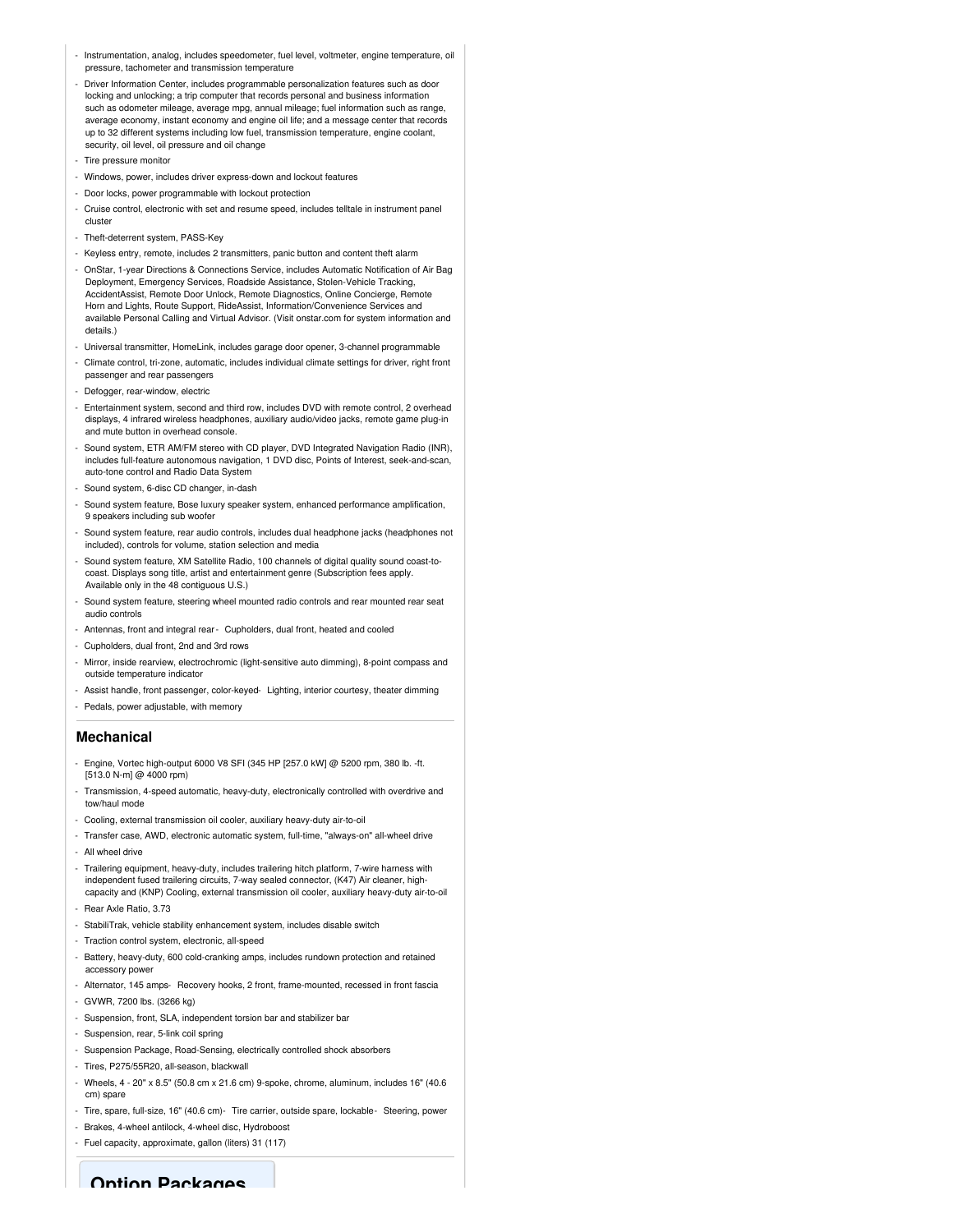- Instrumentation, analog, includes speedometer, fuel level, voltmeter, engine temperature, oil pressure, tachometer and transmission temperature
- Driver Information Center, includes programmable personalization features such as door locking and unlocking; a trip computer that records personal and business information such as odometer mileage, average mpg, annual mileage; fuel information such as range, average economy, instant economy and engine oil life; and a message center that records up to 32 different systems including low fuel, transmission temperature, engine coolant, security, oil level, oil pressure and oil change
- Tire pressure monitor
- Windows, power, includes driver express-down and lockout features
- Door locks, power programmable with lockout protection
- Cruise control, electronic with set and resume speed, includes telltale in instrument panel cluster
- Theft-deterrent system, PASS-Key
- Keyless entry, remote, includes 2 transmitters, panic button and content theft alarm
- OnStar, 1-year Directions & Connections Service, includes Automatic Notification of Air Bag Deployment, Emergency Services, Roadside Assistance, Stolen-Vehicle Tracking, AccidentAssist, Remote Door Unlock, Remote Diagnostics, Online Concierge, Remote Horn and Lights, Route Support, RideAssist, Information/Convenience Services and available Personal Calling and Virtual Advisor. (Visit onstar.com for system information and details.)
- Universal transmitter, HomeLink, includes garage door opener, 3-channel programmable
- Climate control, tri-zone, automatic, includes individual climate settings for driver, right front passenger and rear passengers
- Defogger, rear-window, electric
- Entertainment system, second and third row, includes DVD with remote control, 2 overhead displays, 4 infrared wireless headphones, auxiliary audio/video jacks, remote game plug-in and mute button in overhead console.
- Sound system, ETR AM/FM stereo with CD player, DVD Integrated Navigation Radio (INR), includes full-feature autonomous navigation, 1 DVD disc, Points of Interest, seek-and-scan, auto-tone control and Radio Data System
- Sound system, 6-disc CD changer, in-dash
- Sound system feature, Bose luxury speaker system, enhanced performance amplification, 9 speakers including sub woofer
- Sound system feature, rear audio controls, includes dual headphone jacks (headphones not included), controls for volume, station selection and media
- Sound system feature, XM Satellite Radio, 100 channels of digital quality sound coast-to-coast. Displays song title, artist and entertainment genre (Subscription fees apply. Available only in the 48 contiguous U.S.)
- Sound system feature, steering wheel mounted radio controls and rear mounted rear seat audio controls
- Antennas, front and integral rear
- Cupholders, dual front, heated and cooled
- Cupholders, dual front, 2nd and 3rd rows
- Mirror, inside rearview, electrochromic (light-sensitive auto dimming), 8-point compass and outside temperature indicator
- Assist handle, front passenger, color-keyed
- Lighting, interior courtesy, theater dimming
- Pedals, power adjustable, with memory

## Mechanical

- Engine, Vortec high-output 6000 V8 SFI (345 HP [257.0 kW] @ 5200 rpm, 380 lb. -ft. [513.0 N-m] @ 4000 rpm)
- Transmission, 4-speed automatic, heavy-duty, electronically controlled with overdrive and tow/haul mode
- Cooling, external transmission oil cooler, auxiliary heavy-duty air-to-oil
- Transfer case, AWD, electronic automatic system, full-time, "always-on" all-wheel drive
- All wheel drive
- Trailering equipment, heavy-duty, includes trailering hitch platform, 7-wire harness with independent fused trailering circuits, 7-way sealed connector, (K47) Air cleaner, high-capacity and (KNP) Cooling, external transmission oil cooler, auxiliary heavy-duty air-to-oil
- Rear Axle Ratio, 3.73
- StabiliTrak, vehicle stability enhancement system, includes disable switch
- Traction control system, electronic, all-speed
- Battery, heavy-duty, 600 cold-cranking amps, includes rundown protection and retained accessory power
- Alternator, 145 amps
- Recovery hooks, 2 front, frame-mounted, recessed in front fascia
- GVWR, 7200 lbs. (3266 kg)
- Suspension, front, SLA, independent torsion bar and stabilizer bar
- Suspension, rear, 5-link coil spring
- Suspension Package, Road-Sensing, electrically controlled shock absorbers
- Tires, P275/55R20, all-season, blackwall
- Wheels, 4 - 20" x 8.5" (50.8 cm x 21.6 cm) 9-spoke, chrome, aluminum, includes 16" (40.6 cm) spare
- Tire, spare, full-size, 16" (40.6 cm)
- Tire carrier, outside spare, lockable
- Steering, power
- Brakes, 4-wheel antilock, 4-wheel disc, Hydroboost
- Fuel capacity, approximate, gallon (liters) 31 (117)

## Option Packages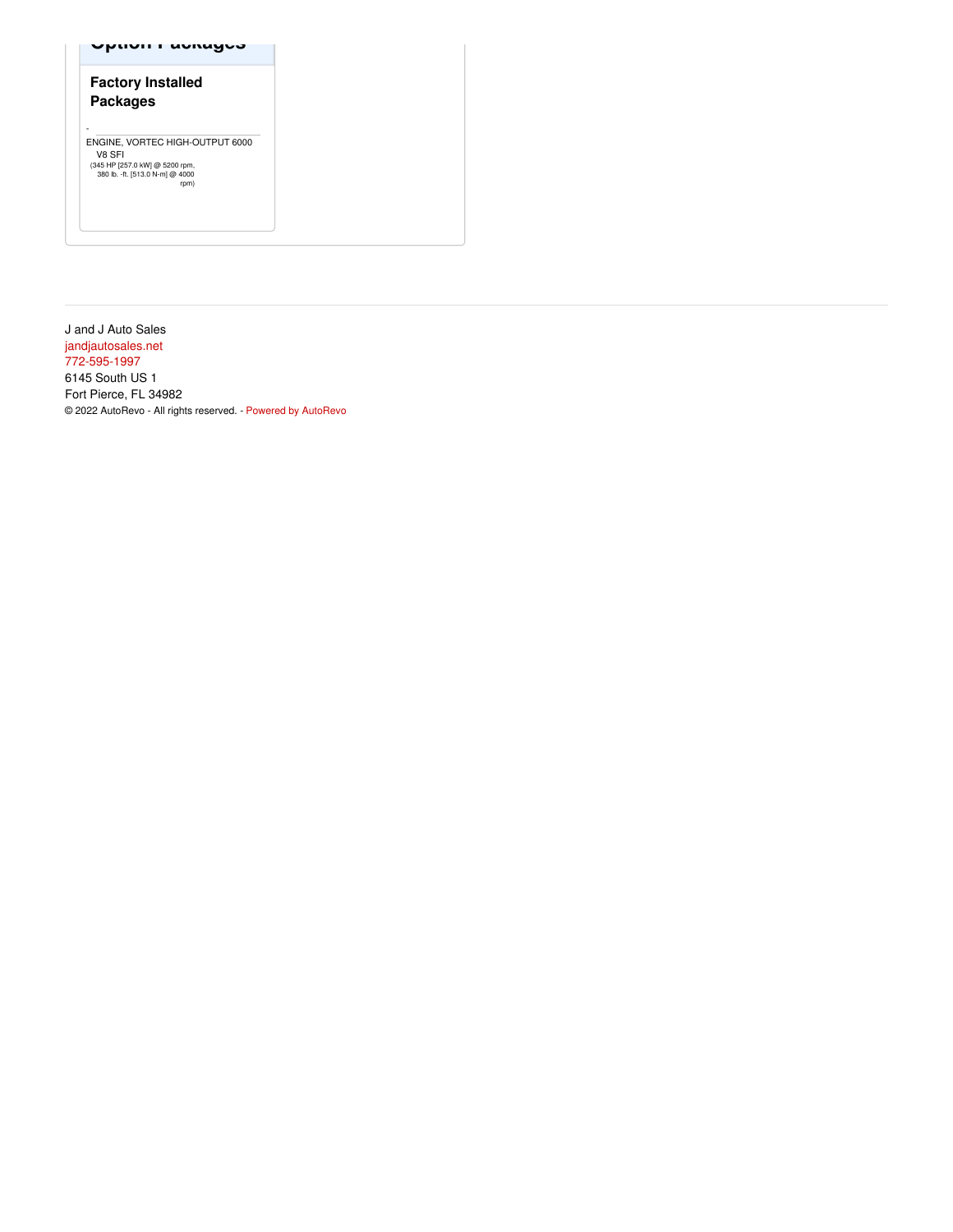## Option Packages

### Factory Installed Packages

-

ENGINE, VORTEC HIGH-OUTPUT 6000 V8 SFI
(345 HP [257.0 kW] @ 5200 rpm, 380 lb. -ft. [513.0 N-m] @ 4000 rpm)

---

J and J Auto Sales
jandjautosales.net
772-595-1997
6145 South US 1
Fort Pierce, FL 34982
© 2022 AutoRevo - All rights reserved. - Powered by AutoRevo